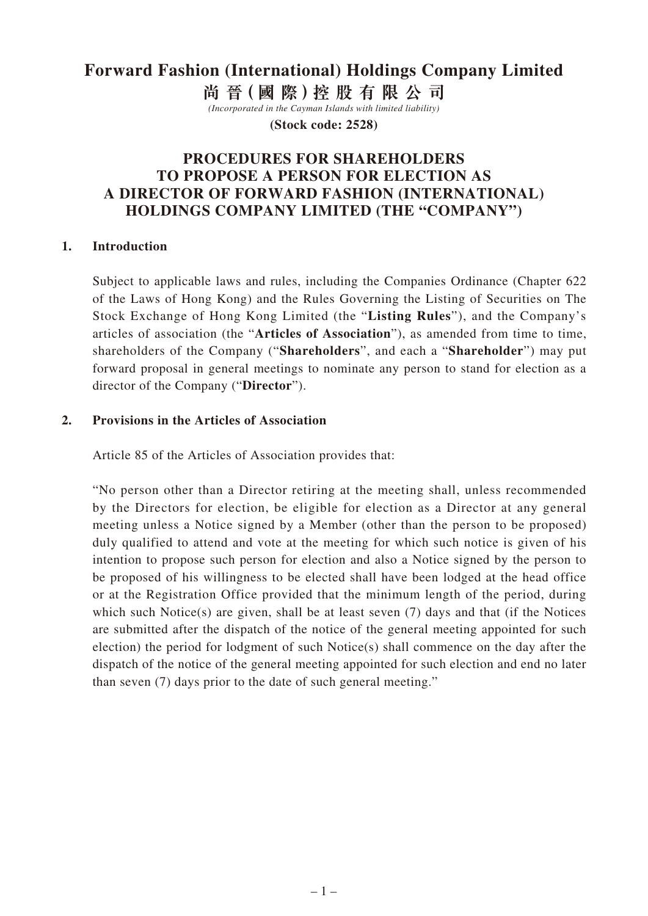# Forward Fashion (International) Holdings Company Limited

# 尚晉(國際)控股有限公司

*(Incorporated in the Cayman Islands with limited liability)*

**(Stock code: 2528)**

## PROCEDURES FOR SHAREHOLDERS TO PROPOSE A PERSON FOR ELECTION AS A DIRECTOR OF FORWARD FASHION (INTERNATIONAL) HOLDINGS COMPANY LIMITED (THE "COMPANY")

### 1. Introduction

Subject to applicable laws and rules, including the Companies Ordinance (Chapter 622 of the Laws of Hong Kong) and the Rules Governing the Listing of Securities on The Stock Exchange of Hong Kong Limited (the "**Listing Rules**"), and the Company's articles of association (the "**Articles of Association**"), as amended from time to time, shareholders of the Company ("**Shareholders**", and each a "**Shareholder**") may put forward proposal in general meetings to nominate any person to stand for election as a director of the Company ("**Director**").

### 2. Provisions in the Articles of Association

Article 85 of the Articles of Association provides that:

"No person other than a Director retiring at the meeting shall, unless recommended by the Directors for election, be eligible for election as a Director at any general meeting unless a Notice signed by a Member (other than the person to be proposed) duly qualified to attend and vote at the meeting for which such notice is given of his intention to propose such person for election and also a Notice signed by the person to be proposed of his willingness to be elected shall have been lodged at the head office or at the Registration Office provided that the minimum length of the period, during which such Notice(s) are given, shall be at least seven (7) days and that (if the Notices are submitted after the dispatch of the notice of the general meeting appointed for such election) the period for lodgment of such Notice(s) shall commence on the day after the dispatch of the notice of the general meeting appointed for such election and end no later than seven (7) days prior to the date of such general meeting."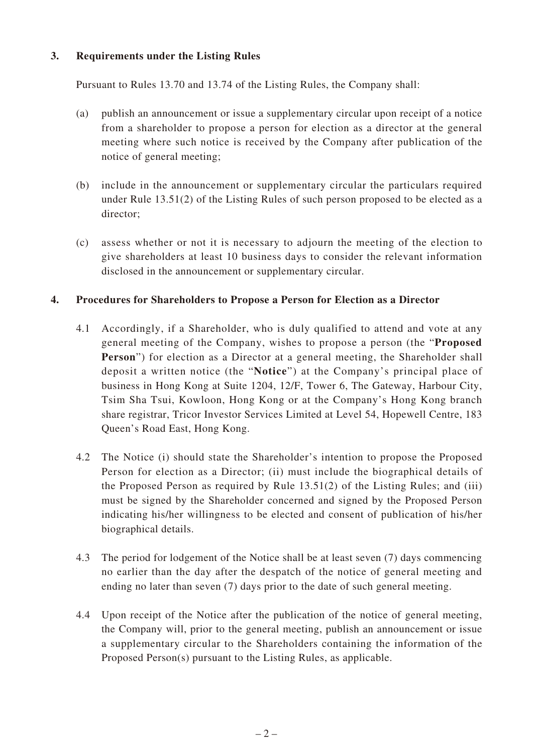## 3. Requirements under the Listing Rules

Pursuant to Rules 13.70 and 13.74 of the Listing Rules, the Company shall:

(a) publish an announcement or issue a supplementary circular upon receipt of a notice from a shareholder to propose a person for election as a director at the general meeting where such notice is received by the Company after publication of the notice of general meeting;

(b) include in the announcement or supplementary circular the particulars required under Rule 13.51(2) of the Listing Rules of such person proposed to be elected as a director;

(c) assess whether or not it is necessary to adjourn the meeting of the election to give shareholders at least 10 business days to consider the relevant information disclosed in the announcement or supplementary circular.

## 4. Procedures for Shareholders to Propose a Person for Election as a Director

4.1 Accordingly, if a Shareholder, who is duly qualified to attend and vote at any general meeting of the Company, wishes to propose a person (the "**Proposed Person**") for election as a Director at a general meeting, the Shareholder shall deposit a written notice (the "**Notice**") at the Company's principal place of business in Hong Kong at Suite 1204, 12/F, Tower 6, The Gateway, Harbour City, Tsim Sha Tsui, Kowloon, Hong Kong or at the Company's Hong Kong branch share registrar, Tricor Investor Services Limited at Level 54, Hopewell Centre, 183 Queen's Road East, Hong Kong.

4.2 The Notice (i) should state the Shareholder's intention to propose the Proposed Person for election as a Director; (ii) must include the biographical details of the Proposed Person as required by Rule 13.51(2) of the Listing Rules; and (iii) must be signed by the Shareholder concerned and signed by the Proposed Person indicating his/her willingness to be elected and consent of publication of his/her biographical details.

4.3 The period for lodgement of the Notice shall be at least seven (7) days commencing no earlier than the day after the despatch of the notice of general meeting and ending no later than seven (7) days prior to the date of such general meeting.

4.4 Upon receipt of the Notice after the publication of the notice of general meeting, the Company will, prior to the general meeting, publish an announcement or issue a supplementary circular to the Shareholders containing the information of the Proposed Person(s) pursuant to the Listing Rules, as applicable.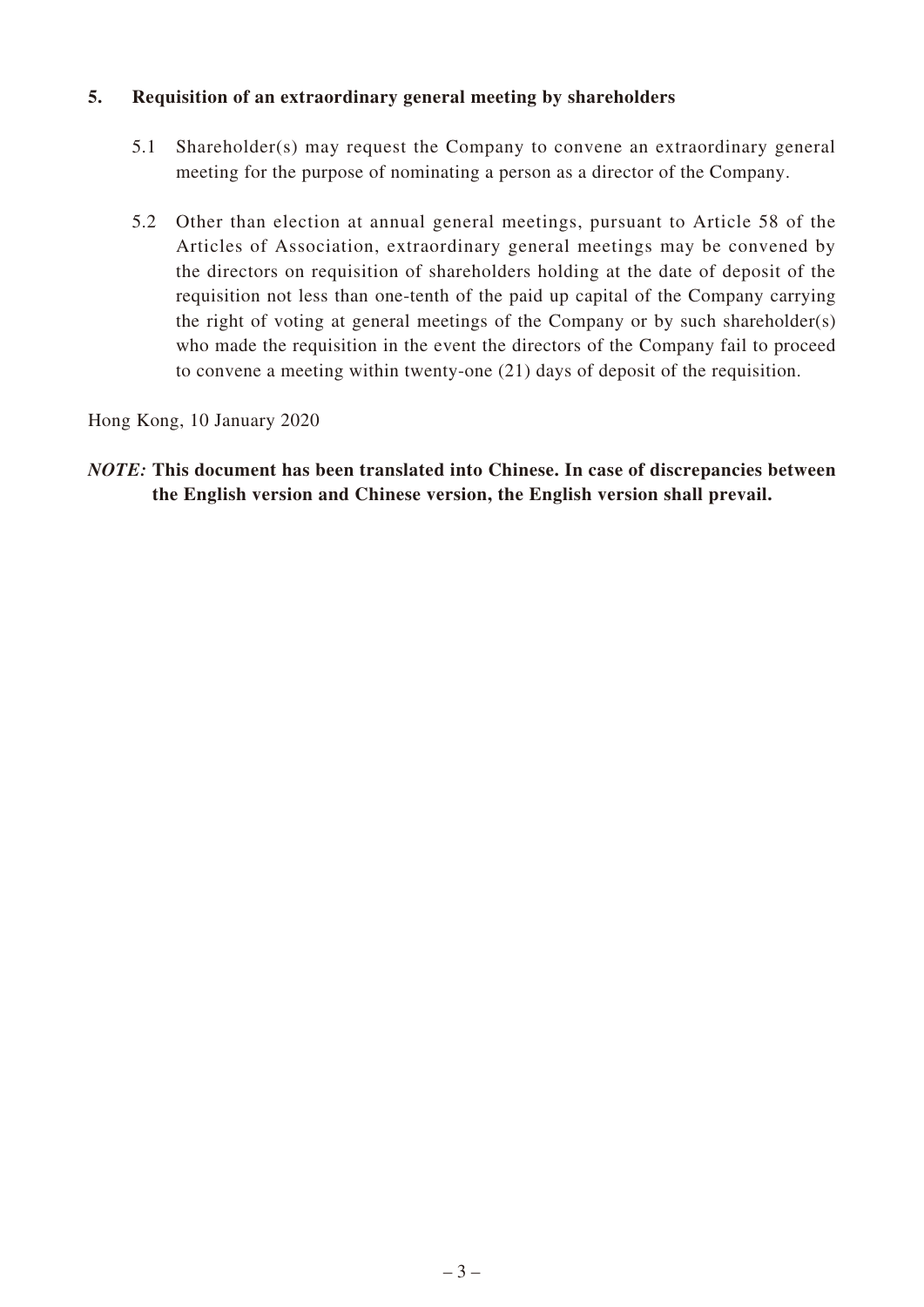## 5. Requisition of an extraordinary general meeting by shareholders

5.1 Shareholder(s) may request the Company to convene an extraordinary general meeting for the purpose of nominating a person as a director of the Company.

5.2 Other than election at annual general meetings, pursuant to Article 58 of the Articles of Association, extraordinary general meetings may be convened by the directors on requisition of shareholders holding at the date of deposit of the requisition not less than one-tenth of the paid up capital of the Company carrying the right of voting at general meetings of the Company or by such shareholder(s) who made the requisition in the event the directors of the Company fail to proceed to convene a meeting within twenty-one (21) days of deposit of the requisition.

Hong Kong, 10 January 2020

***NOTE:*** **This document has been translated into Chinese. In case of discrepancies between the English version and Chinese version, the English version shall prevail.**